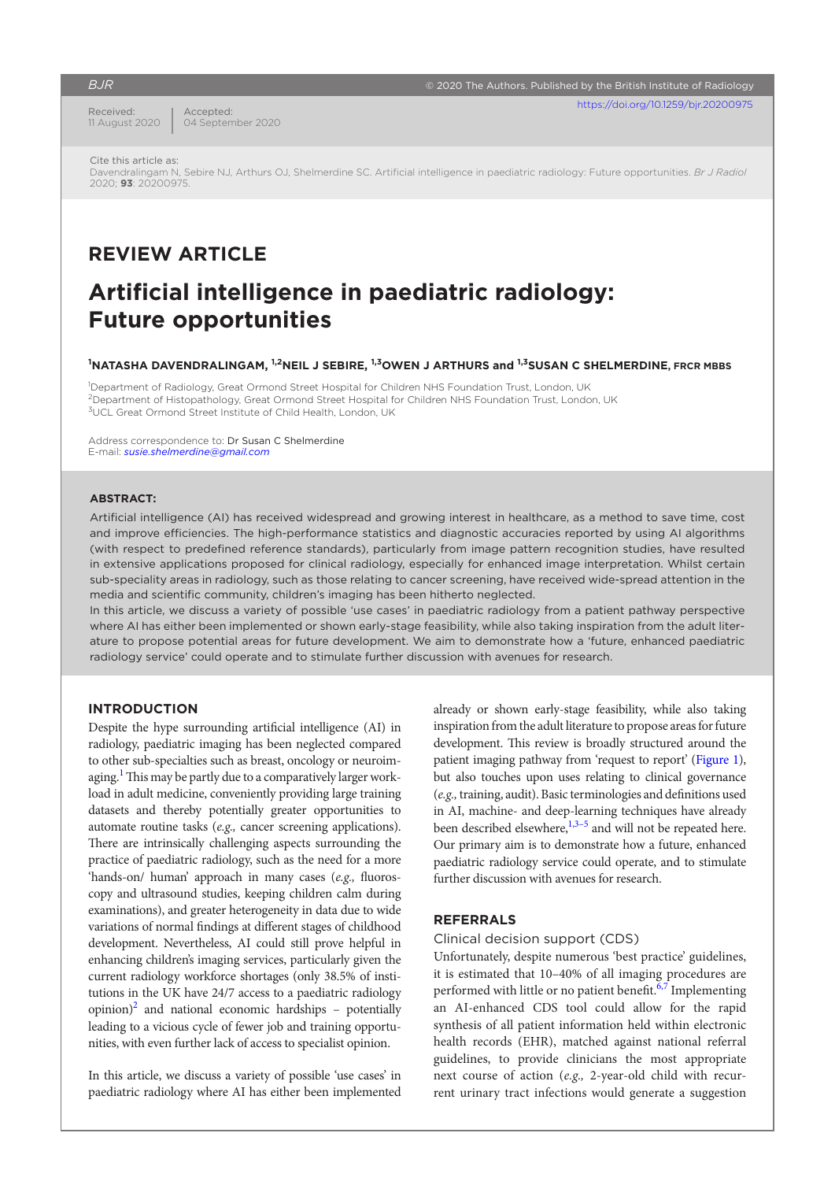Received:
11 August 2020

Accepted:
04 September 2020

https://doi.org/10.1259/bjr.20200975

Cite this article as:
Davendralingam N, Sebire NJ, Arthurs OJ, Shelmerdine SC. Artificial intelligence in paediatric radiology: Future opportunities. *Br J Radiol* 2020; **93**: 20200975.

## REVIEW ARTICLE

# Artificial intelligence in paediatric radiology: Future opportunities

[1]NATASHA DAVENDRALINGAM, [1,2]NEIL J SEBIRE, [1,3]OWEN J ARTHURS and [1,3]SUSAN C SHELMERDINE, FRCR MBBS

[1]Department of Radiology, Great Ormond Street Hospital for Children NHS Foundation Trust, London, UK
[2]Department of Histopathology, Great Ormond Street Hospital for Children NHS Foundation Trust, London, UK
[3]UCL Great Ormond Street Institute of Child Health, London, UK

Address correspondence to: Dr Susan C Shelmerdine
E-mail: *susie.shelmerdine@gmail.com*

**ABSTRACT:**

Artificial intelligence (AI) has received widespread and growing interest in healthcare, as a method to save time, cost and improve efficiencies. The high-performance statistics and diagnostic accuracies reported by using AI algorithms (with respect to predefined reference standards), particularly from image pattern recognition studies, have resulted in extensive applications proposed for clinical radiology, especially for enhanced image interpretation. Whilst certain sub-speciality areas in radiology, such as those relating to cancer screening, have received wide-spread attention in the media and scientific community, children's imaging has been hitherto neglected.

In this article, we discuss a variety of possible 'use cases' in paediatric radiology from a patient pathway perspective where AI has either been implemented or shown early-stage feasibility, while also taking inspiration from the adult literature to propose potential areas for future development. We aim to demonstrate how a 'future, enhanced paediatric radiology service' could operate and to stimulate further discussion with avenues for research.

## INTRODUCTION

Despite the hype surrounding artificial intelligence (AI) in radiology, paediatric imaging has been neglected compared to other sub-specialties such as breast, oncology or neuroimaging.[1] This may be partly due to a comparatively larger workload in adult medicine, conveniently providing large training datasets and thereby potentially greater opportunities to automate routine tasks (*e.g.,* cancer screening applications). There are intrinsically challenging aspects surrounding the practice of paediatric radiology, such as the need for a more 'hands-on/ human' approach in many cases (*e.g.,* fluoroscopy and ultrasound studies, keeping children calm during examinations), and greater heterogeneity in data due to wide variations of normal findings at different stages of childhood development. Nevertheless, AI could still prove helpful in enhancing children's imaging services, particularly given the current radiology workforce shortages (only 38.5% of institutions in the UK have 24/7 access to a paediatric radiology opinion)[2] and national economic hardships – potentially leading to a vicious cycle of fewer job and training opportunities, with even further lack of access to specialist opinion.

In this article, we discuss a variety of possible 'use cases' in paediatric radiology where AI has either been implemented already or shown early-stage feasibility, while also taking inspiration from the adult literature to propose areas for future development. This review is broadly structured around the patient imaging pathway from 'request to report' (Figure 1), but also touches upon uses relating to clinical governance (*e.g.,* training, audit). Basic terminologies and definitions used in AI, machine- and deep-learning techniques have already been described elsewhere,[1,3–5] and will not be repeated here. Our primary aim is to demonstrate how a future, enhanced paediatric radiology service could operate, and to stimulate further discussion with avenues for research.

## REFERRALS

### Clinical decision support (CDS)

Unfortunately, despite numerous 'best practice' guidelines, it is estimated that 10–40% of all imaging procedures are performed with little or no patient benefit.[6,7] Implementing an AI-enhanced CDS tool could allow for the rapid synthesis of all patient information held within electronic health records (EHR), matched against national referral guidelines, to provide clinicians the most appropriate next course of action (*e.g.,* 2-year-old child with recurrent urinary tract infections would generate a suggestion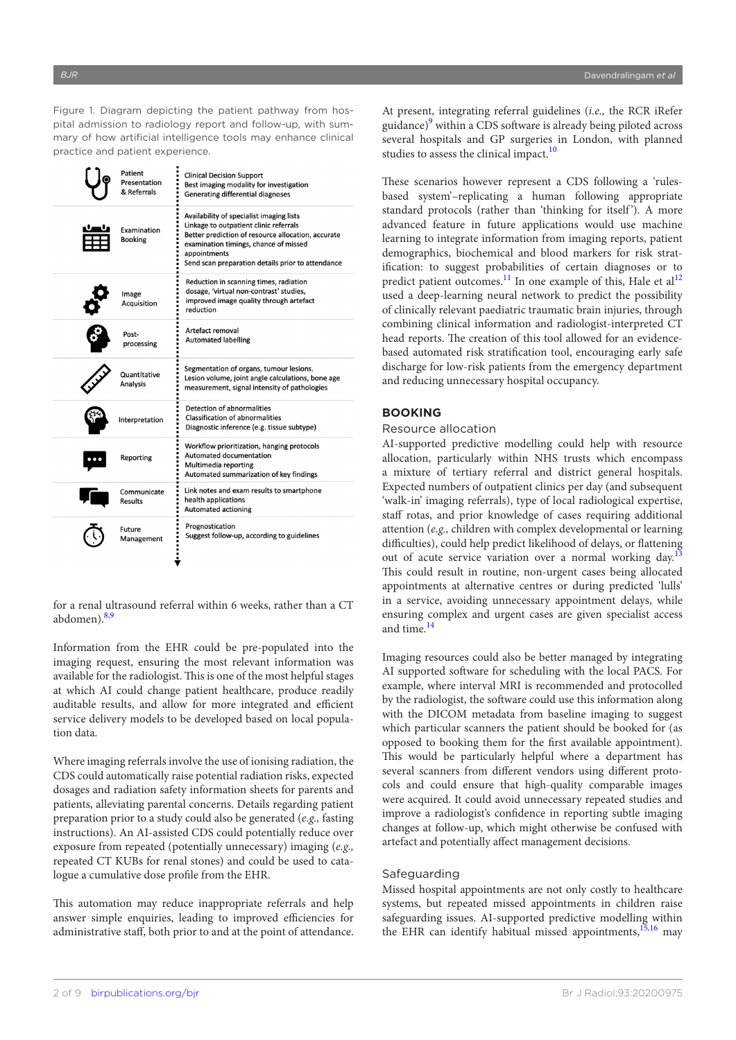Figure 1. Diagram depicting the patient pathway from hospital admission to radiology report and follow-up, with summary of how artificial intelligence tools may enhance clinical practice and patient experience.

| Stage | AI tools |
| --- | --- |
| Patient Presentation & Referrals | Clinical Decision Support; Best imaging modality for investigation; Generating differential diagnoses |
| Examination Booking | Availability of specialist imaging lists; Linkage to outpatient clinic referrals; Better prediction of resource allocation, accurate examination timings, chance of missed appointments; Send scan preparation details prior to attendance |
| Image Acquisition | Reduction in scanning times, radiation dosage, 'virtual non-contrast' studies, improved image quality through artefact reduction |
| Post-processing | Artefact removal; Automated labelling |
| Quantitative Analysis | Segmentation of organs, tumour lesions. Lesion volume, joint angle calculations, bone age measurement, signal intensity of pathologies |
| Interpretation | Detection of abnormalities; Classification of abnormalities; Diagnostic inference (e.g. tissue subtype) |
| Reporting | Workflow prioritization, hanging protocols; Automated documentation; Multimedia reporting; Automated summarization of key findings |
| Communicate Results | Link notes and exam results to smartphone health applications; Automated actioning |
| Future Management | Prognostication; Suggest follow-up, according to guidelines |

for a renal ultrasound referral within 6 weeks, rather than a CT abdomen).[8,9]

Information from the EHR could be pre-populated into the imaging request, ensuring the most relevant information was available for the radiologist. This is one of the most helpful stages at which AI could change patient healthcare, produce readily auditable results, and allow for more integrated and efficient service delivery models to be developed based on local population data.

Where imaging referrals involve the use of ionising radiation, the CDS could automatically raise potential radiation risks, expected dosages and radiation safety information sheets for parents and patients, alleviating parental concerns. Details regarding patient preparation prior to a study could also be generated (*e.g.,* fasting instructions). An AI-assisted CDS could potentially reduce over exposure from repeated (potentially unnecessary) imaging (*e.g.,* repeated CT KUBs for renal stones) and could be used to catalogue a cumulative dose profile from the EHR.

This automation may reduce inappropriate referrals and help answer simple enquiries, leading to improved efficiencies for administrative staff, both prior to and at the point of attendance.

At present, integrating referral guidelines (*i.e.,* the RCR iRefer guidance)[9] within a CDS software is already being piloted across several hospitals and GP surgeries in London, with planned studies to assess the clinical impact.[10]

These scenarios however represent a CDS following a 'rules-based system'–replicating a human following appropriate standard protocols (rather than 'thinking for itself'). A more advanced feature in future applications would use machine learning to integrate information from imaging reports, patient demographics, biochemical and blood markers for risk stratification: to suggest probabilities of certain diagnoses or to predict patient outcomes.[11] In one example of this, Hale et al[12] used a deep-learning neural network to predict the possibility of clinically relevant paediatric traumatic brain injuries, through combining clinical information and radiologist-interpreted CT head reports. The creation of this tool allowed for an evidence-based automated risk stratification tool, encouraging early safe discharge for low-risk patients from the emergency department and reducing unnecessary hospital occupancy.

## BOOKING

### Resource allocation

AI-supported predictive modelling could help with resource allocation, particularly within NHS trusts which encompass a mixture of tertiary referral and district general hospitals. Expected numbers of outpatient clinics per day (and subsequent 'walk-in' imaging referrals), type of local radiological expertise, staff rotas, and prior knowledge of cases requiring additional attention (*e.g.,* children with complex developmental or learning difficulties), could help predict likelihood of delays, or flattening out of acute service variation over a normal working day.[13] This could result in routine, non-urgent cases being allocated appointments at alternative centres or during predicted 'lulls' in a service, avoiding unnecessary appointment delays, while ensuring complex and urgent cases are given specialist access and time.[14]

Imaging resources could also be better managed by integrating AI supported software for scheduling with the local PACS. For example, where interval MRI is recommended and protocolled by the radiologist, the software could use this information along with the DICOM metadata from baseline imaging to suggest which particular scanners the patient should be booked for (as opposed to booking them for the first available appointment). This would be particularly helpful where a department has several scanners from different vendors using different protocols and could ensure that high-quality comparable images were acquired. It could avoid unnecessary repeated studies and improve a radiologist's confidence in reporting subtle imaging changes at follow-up, which might otherwise be confused with artefact and potentially affect management decisions.

### Safeguarding

Missed hospital appointments are not only costly to healthcare systems, but repeated missed appointments in children raise safeguarding issues. AI-supported predictive modelling within the EHR can identify habitual missed appointments,[15,16] may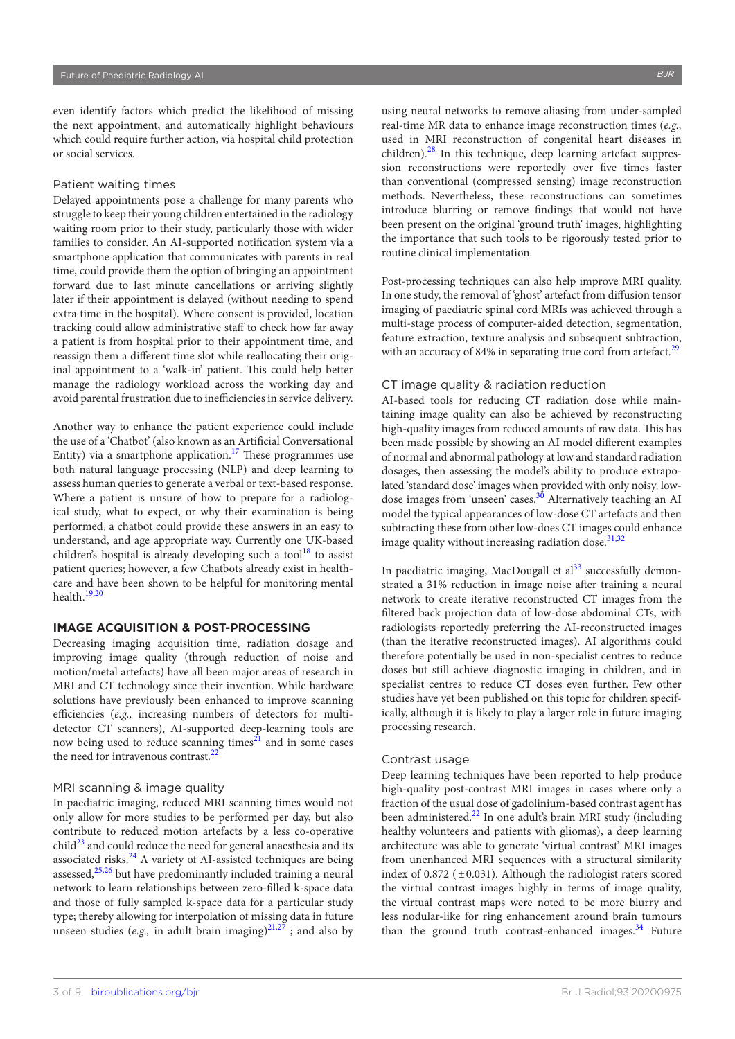even identify factors which predict the likelihood of missing the next appointment, and automatically highlight behaviours which could require further action, via hospital child protection or social services.

### Patient waiting times

Delayed appointments pose a challenge for many parents who struggle to keep their young children entertained in the radiology waiting room prior to their study, particularly those with wider families to consider. An AI-supported notification system via a smartphone application that communicates with parents in real time, could provide them the option of bringing an appointment forward due to last minute cancellations or arriving slightly later if their appointment is delayed (without needing to spend extra time in the hospital). Where consent is provided, location tracking could allow administrative staff to check how far away a patient is from hospital prior to their appointment time, and reassign them a different time slot while reallocating their original appointment to a 'walk-in' patient. This could help better manage the radiology workload across the working day and avoid parental frustration due to inefficiencies in service delivery.

Another way to enhance the patient experience could include the use of a 'Chatbot' (also known as an Artificial Conversational Entity) via a smartphone application.[17] These programmes use both natural language processing (NLP) and deep learning to assess human queries to generate a verbal or text-based response. Where a patient is unsure of how to prepare for a radiological study, what to expect, or why their examination is being performed, a chatbot could provide these answers in an easy to understand, and age appropriate way. Currently one UK-based children's hospital is already developing such a tool[18] to assist patient queries; however, a few Chatbots already exist in healthcare and have been shown to be helpful for monitoring mental health.[19,20]

## IMAGE ACQUISITION & POST-PROCESSING

Decreasing imaging acquisition time, radiation dosage and improving image quality (through reduction of noise and motion/metal artefacts) have all been major areas of research in MRI and CT technology since their invention. While hardware solutions have previously been enhanced to improve scanning efficiencies (*e.g.,* increasing numbers of detectors for multi-detector CT scanners), AI-supported deep-learning tools are now being used to reduce scanning times[21] and in some cases the need for intravenous contrast.[22]

### MRI scanning & image quality

In paediatric imaging, reduced MRI scanning times would not only allow for more studies to be performed per day, but also contribute to reduced motion artefacts by a less co-operative child[23] and could reduce the need for general anaesthesia and its associated risks.[24] A variety of AI-assisted techniques are being assessed,[25,26] but have predominantly included training a neural network to learn relationships between zero-filled k-space data and those of fully sampled k-space data for a particular study type; thereby allowing for interpolation of missing data in future unseen studies (*e.g.,* in adult brain imaging)[21,27] ; and also by using neural networks to remove aliasing from under-sampled real-time MR data to enhance image reconstruction times (*e.g.,* used in MRI reconstruction of congenital heart diseases in children).[28] In this technique, deep learning artefact suppression reconstructions were reportedly over five times faster than conventional (compressed sensing) image reconstruction methods. Nevertheless, these reconstructions can sometimes introduce blurring or remove findings that would not have been present on the original 'ground truth' images, highlighting the importance that such tools to be rigorously tested prior to routine clinical implementation.

Post-processing techniques can also help improve MRI quality. In one study, the removal of 'ghost' artefact from diffusion tensor imaging of paediatric spinal cord MRIs was achieved through a multi-stage process of computer-aided detection, segmentation, feature extraction, texture analysis and subsequent subtraction, with an accuracy of 84% in separating true cord from artefact.[29]

### CT image quality & radiation reduction

AI-based tools for reducing CT radiation dose while maintaining image quality can also be achieved by reconstructing high-quality images from reduced amounts of raw data. This has been made possible by showing an AI model different examples of normal and abnormal pathology at low and standard radiation dosages, then assessing the model's ability to produce extrapolated 'standard dose' images when provided with only noisy, low-dose images from 'unseen' cases.[30] Alternatively teaching an AI model the typical appearances of low-dose CT artefacts and then subtracting these from other low-does CT images could enhance image quality without increasing radiation dose.[31,32]

In paediatric imaging, MacDougall et al[33] successfully demonstrated a 31% reduction in image noise after training a neural network to create iterative reconstructed CT images from the filtered back projection data of low-dose abdominal CTs, with radiologists reportedly preferring the AI-reconstructed images (than the iterative reconstructed images). AI algorithms could therefore potentially be used in non-specialist centres to reduce doses but still achieve diagnostic imaging in children, and in specialist centres to reduce CT doses even further. Few other studies have yet been published on this topic for children specifically, although it is likely to play a larger role in future imaging processing research.

### Contrast usage

Deep learning techniques have been reported to help produce high-quality post-contrast MRI images in cases where only a fraction of the usual dose of gadolinium-based contrast agent has been administered.[22] In one adult's brain MRI study (including healthy volunteers and patients with gliomas), a deep learning architecture was able to generate 'virtual contrast' MRI images from unenhanced MRI sequences with a structural similarity index of 0.872 ($\pm$0.031). Although the radiologist raters scored the virtual contrast images highly in terms of image quality, the virtual contrast maps were noted to be more blurry and less nodular-like for ring enhancement around brain tumours than the ground truth contrast-enhanced images.[34] Future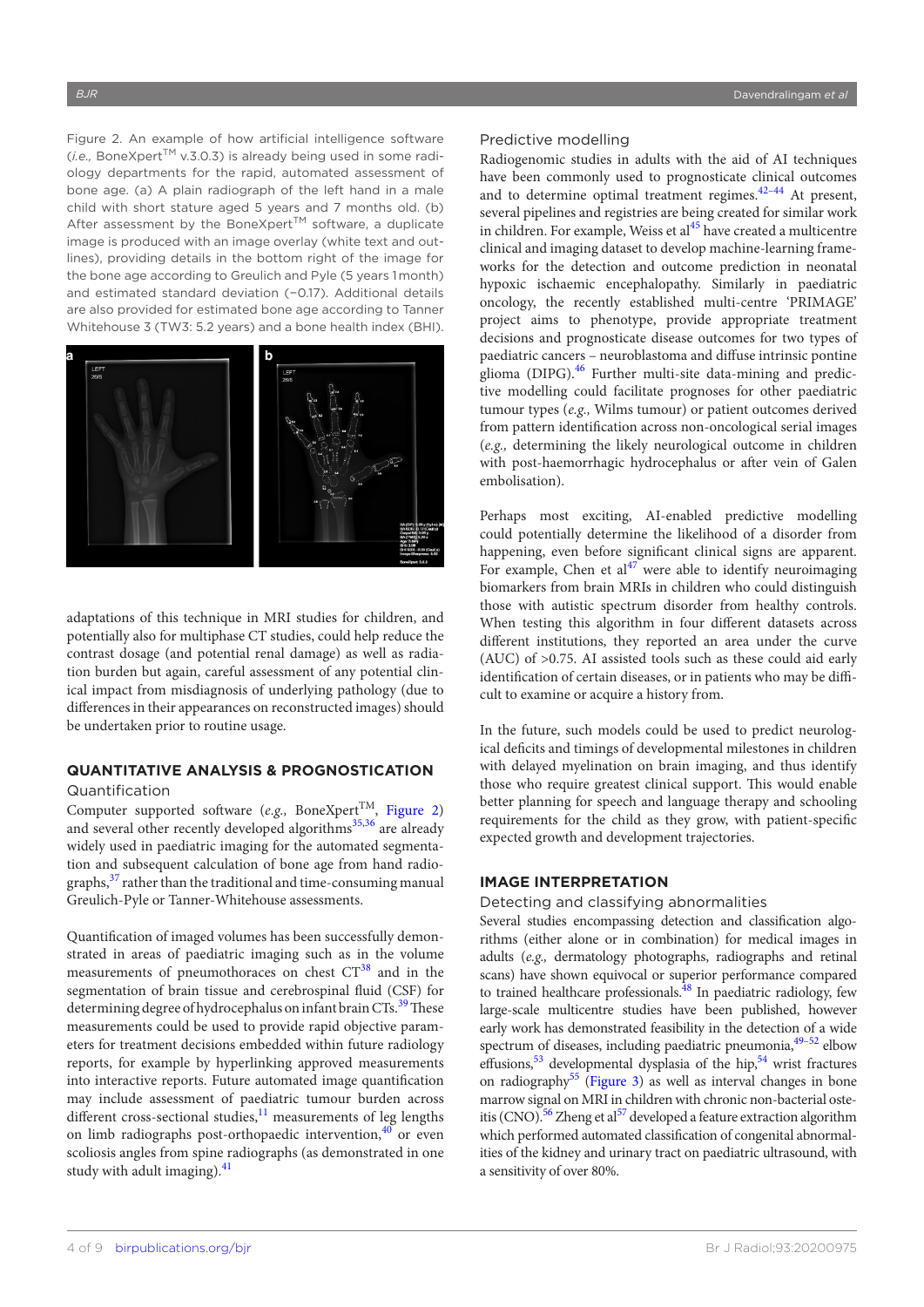Figure 2. An example of how artificial intelligence software (*i.e.,* BoneXpert™ v.3.0.3) is already being used in some radiology departments for the rapid, automated assessment of bone age. (a) A plain radiograph of the left hand in a male child with short stature aged 5 years and 7 months old. (b) After assessment by the BoneXpert™ software, a duplicate image is produced with an image overlay (white text and outlines), providing details in the bottom right of the image for the bone age according to Greulich and Pyle (5 years 1 month) and estimated standard deviation (−0.17). Additional details are also provided for estimated bone age according to Tanner Whitehouse 3 (TW3: 5.2 years) and a bone health index (BHI).

adaptations of this technique in MRI studies for children, and potentially also for multiphase CT studies, could help reduce the contrast dosage (and potential renal damage) as well as radiation burden but again, careful assessment of any potential clinical impact from misdiagnosis of underlying pathology (due to differences in their appearances on reconstructed images) should be undertaken prior to routine usage.

## QUANTITATIVE ANALYSIS & PROGNOSTICATION

### Quantification

Computer supported software (*e.g.,* BoneXpert™, Figure 2) and several other recently developed algorithms[35,36] are already widely used in paediatric imaging for the automated segmentation and subsequent calculation of bone age from hand radiographs,[37] rather than the traditional and time-consuming manual Greulich-Pyle or Tanner-Whitehouse assessments.

Quantification of imaged volumes has been successfully demonstrated in areas of paediatric imaging such as in the volume measurements of pneumothoraces on chest CT[38] and in the segmentation of brain tissue and cerebrospinal fluid (CSF) for determining degree of hydrocephalus on infant brain CTs.[39] These measurements could be used to provide rapid objective parameters for treatment decisions embedded within future radiology reports, for example by hyperlinking approved measurements into interactive reports. Future automated image quantification may include assessment of paediatric tumour burden across different cross-sectional studies,[11] measurements of leg lengths on limb radiographs post-orthopaedic intervention,[40] or even scoliosis angles from spine radiographs (as demonstrated in one study with adult imaging).[41]

### Predictive modelling

Radiogenomic studies in adults with the aid of AI techniques have been commonly used to prognosticate clinical outcomes and to determine optimal treatment regimes.[42–44] At present, several pipelines and registries are being created for similar work in children. For example, Weiss et al[45] have created a multicentre clinical and imaging dataset to develop machine-learning frameworks for the detection and outcome prediction in neonatal hypoxic ischaemic encephalopathy. Similarly in paediatric oncology, the recently established multi-centre 'PRIMAGE' project aims to phenotype, provide appropriate treatment decisions and prognosticate disease outcomes for two types of paediatric cancers – neuroblastoma and diffuse intrinsic pontine glioma (DIPG).[46] Further multi-site data-mining and predictive modelling could facilitate prognoses for other paediatric tumour types (*e.g.,* Wilms tumour) or patient outcomes derived from pattern identification across non-oncological serial images (*e.g.,* determining the likely neurological outcome in children with post-haemorrhagic hydrocephalus or after vein of Galen embolisation).

Perhaps most exciting, AI-enabled predictive modelling could potentially determine the likelihood of a disorder from happening, even before significant clinical signs are apparent. For example, Chen et al[47] were able to identify neuroimaging biomarkers from brain MRIs in children who could distinguish those with autistic spectrum disorder from healthy controls. When testing this algorithm in four different datasets across different institutions, they reported an area under the curve (AUC) of >0.75. AI assisted tools such as these could aid early identification of certain diseases, or in patients who may be difficult to examine or acquire a history from.

In the future, such models could be used to predict neurological deficits and timings of developmental milestones in children with delayed myelination on brain imaging, and thus identify those who require greatest clinical support. This would enable better planning for speech and language therapy and schooling requirements for the child as they grow, with patient-specific expected growth and development trajectories.

## IMAGE INTERPRETATION

### Detecting and classifying abnormalities

Several studies encompassing detection and classification algorithms (either alone or in combination) for medical images in adults (*e.g.,* dermatology photographs, radiographs and retinal scans) have shown equivocal or superior performance compared to trained healthcare professionals.[48] In paediatric radiology, few large-scale multicentre studies have been published, however early work has demonstrated feasibility in the detection of a wide spectrum of diseases, including paediatric pneumonia,[49–52] elbow effusions,[53] developmental dysplasia of the hip,[54] wrist fractures on radiography[55] (Figure 3) as well as interval changes in bone marrow signal on MRI in children with chronic non-bacterial osteitis (CNO).[56] Zheng et al[57] developed a feature extraction algorithm which performed automated classification of congenital abnormalities of the kidney and urinary tract on paediatric ultrasound, with a sensitivity of over 80%.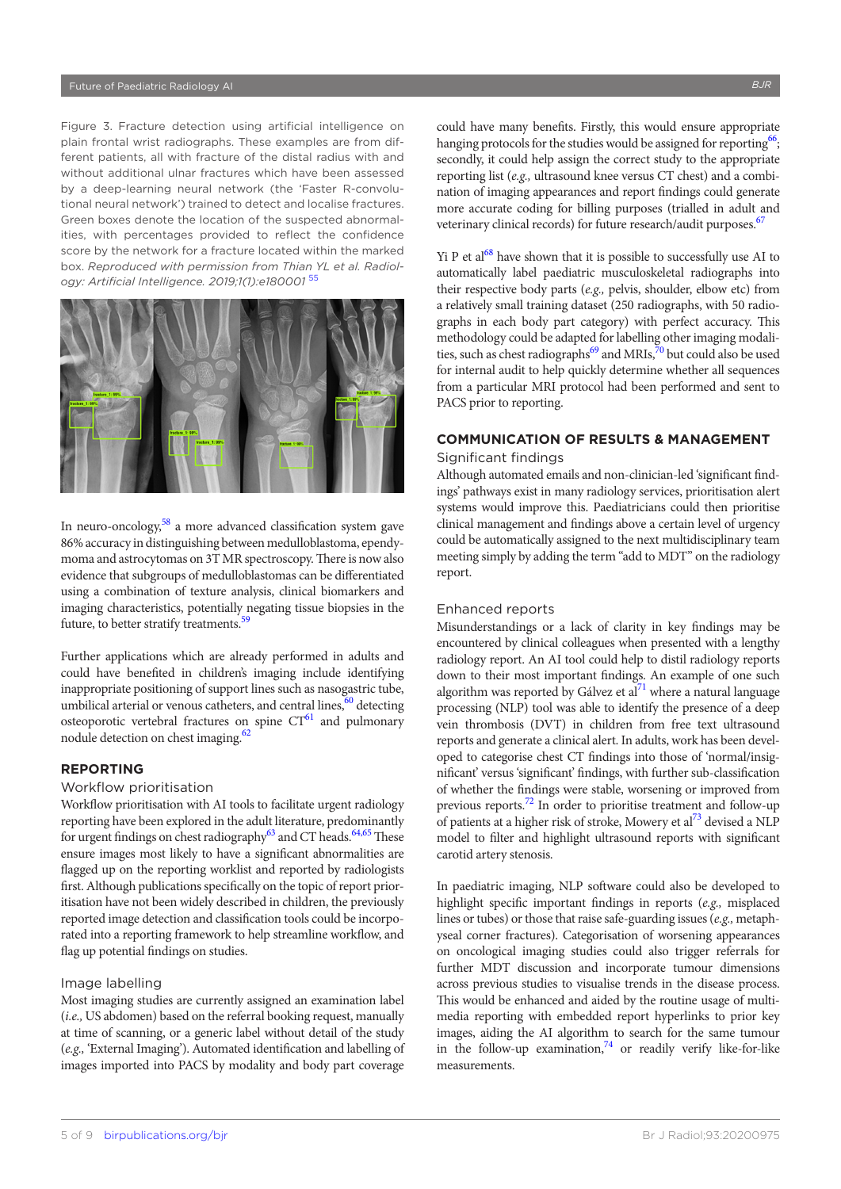Figure 3. Fracture detection using artificial intelligence on plain frontal wrist radiographs. These examples are from different patients, all with fracture of the distal radius with and without additional ulnar fractures which have been assessed by a deep-learning neural network (the 'Faster R-convolutional neural network') trained to detect and localise fractures. Green boxes denote the location of the suspected abnormalities, with percentages provided to reflect the confidence score by the network for a fracture located within the marked box. *Reproduced with permission from Thian YL et al. Radiology: Artificial Intelligence. 2019;1(1):e180001* [55]

In neuro-oncology,[58] a more advanced classification system gave 86% accuracy in distinguishing between medulloblastoma, ependymoma and astrocytomas on 3T MR spectroscopy. There is now also evidence that subgroups of medulloblastomas can be differentiated using a combination of texture analysis, clinical biomarkers and imaging characteristics, potentially negating tissue biopsies in the future, to better stratify treatments.[59]

Further applications which are already performed in adults and could have benefited in children's imaging include identifying inappropriate positioning of support lines such as nasogastric tube, umbilical arterial or venous catheters, and central lines,[60] detecting osteoporotic vertebral fractures on spine CT[61] and pulmonary nodule detection on chest imaging.[62]

## REPORTING

### Workflow prioritisation

Workflow prioritisation with AI tools to facilitate urgent radiology reporting have been explored in the adult literature, predominantly for urgent findings on chest radiography[63] and CT heads.[64,65] These ensure images most likely to have a significant abnormalities are flagged up on the reporting worklist and reported by radiologists first. Although publications specifically on the topic of report prioritisation have not been widely described in children, the previously reported image detection and classification tools could be incorporated into a reporting framework to help streamline workflow, and flag up potential findings on studies.

### Image labelling

Most imaging studies are currently assigned an examination label (*i.e.,* US abdomen) based on the referral booking request, manually at time of scanning, or a generic label without detail of the study (*e.g.,* 'External Imaging'). Automated identification and labelling of images imported into PACS by modality and body part coverage could have many benefits. Firstly, this would ensure appropriate hanging protocols for the studies would be assigned for reporting[66]; secondly, it could help assign the correct study to the appropriate reporting list (*e.g.,* ultrasound knee versus CT chest) and a combination of imaging appearances and report findings could generate more accurate coding for billing purposes (trialled in adult and veterinary clinical records) for future research/audit purposes.[67]

Yi P et al[68] have shown that it is possible to successfully use AI to automatically label paediatric musculoskeletal radiographs into their respective body parts (*e.g.,* pelvis, shoulder, elbow etc) from a relatively small training dataset (250 radiographs, with 50 radiographs in each body part category) with perfect accuracy. This methodology could be adapted for labelling other imaging modalities, such as chest radiographs[69] and MRIs,[70] but could also be used for internal audit to help quickly determine whether all sequences from a particular MRI protocol had been performed and sent to PACS prior to reporting.

## COMMUNICATION OF RESULTS & MANAGEMENT

### Significant findings

Although automated emails and non-clinician-led 'significant findings' pathways exist in many radiology services, prioritisation alert systems would improve this. Paediatricians could then prioritise clinical management and findings above a certain level of urgency could be automatically assigned to the next multidisciplinary team meeting simply by adding the term "add to MDT" on the radiology report.

### Enhanced reports

Misunderstandings or a lack of clarity in key findings may be encountered by clinical colleagues when presented with a lengthy radiology report. An AI tool could help to distil radiology reports down to their most important findings. An example of one such algorithm was reported by Gálvez et al[71] where a natural language processing (NLP) tool was able to identify the presence of a deep vein thrombosis (DVT) in children from free text ultrasound reports and generate a clinical alert. In adults, work has been developed to categorise chest CT findings into those of 'normal/insignificant' versus 'significant' findings, with further sub-classification of whether the findings were stable, worsening or improved from previous reports.[72] In order to prioritise treatment and follow-up of patients at a higher risk of stroke, Mowery et al[73] devised a NLP model to filter and highlight ultrasound reports with significant carotid artery stenosis.

In paediatric imaging, NLP software could also be developed to highlight specific important findings in reports (*e.g.,* misplaced lines or tubes) or those that raise safe-guarding issues (*e.g.,* metaphyseal corner fractures). Categorisation of worsening appearances on oncological imaging studies could also trigger referrals for further MDT discussion and incorporate tumour dimensions across previous studies to visualise trends in the disease process. This would be enhanced and aided by the routine usage of multimedia reporting with embedded report hyperlinks to prior key images, aiding the AI algorithm to search for the same tumour in the follow-up examination,[74] or readily verify like-for-like measurements.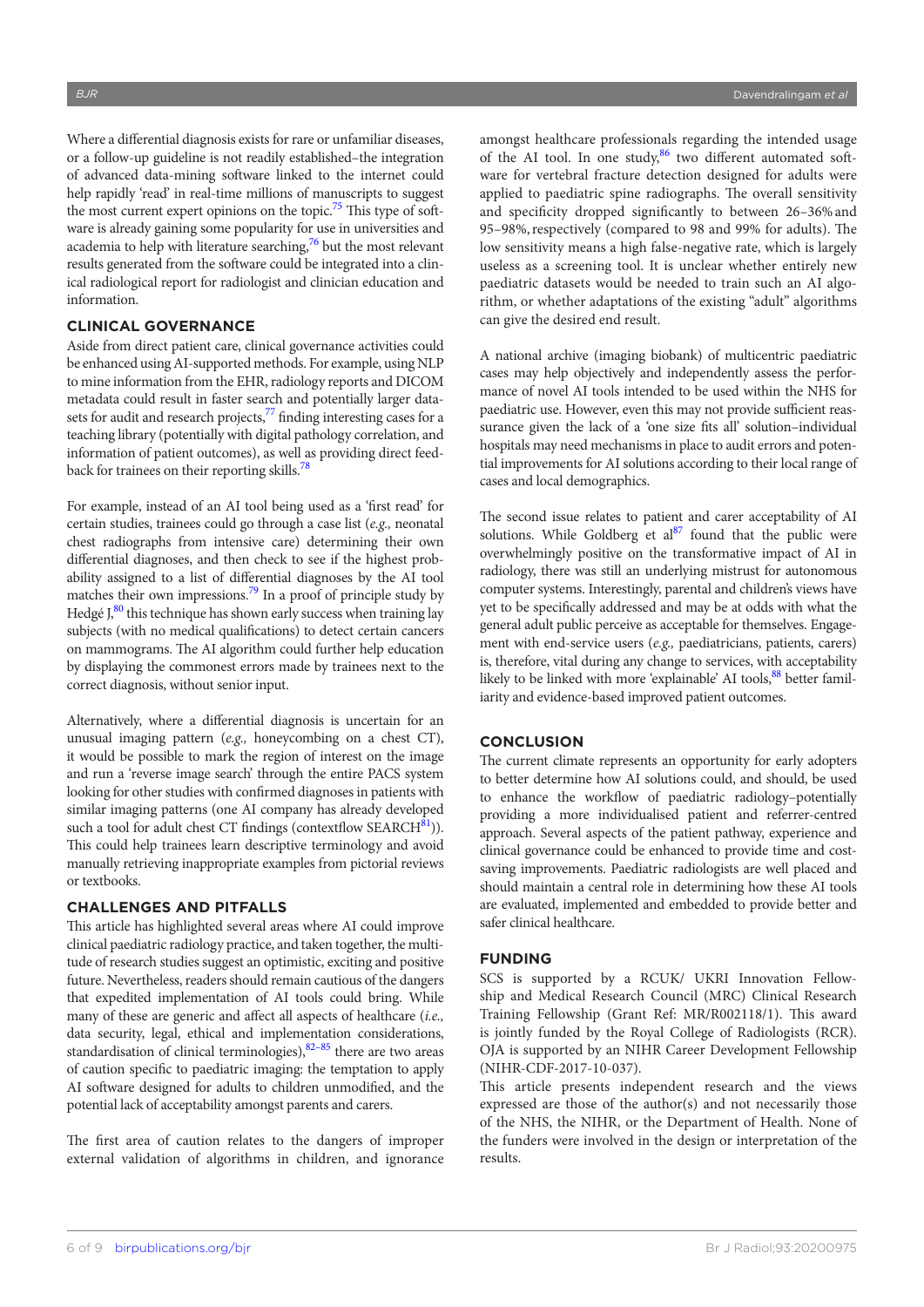Where a differential diagnosis exists for rare or unfamiliar diseases, or a follow-up guideline is not readily established–the integration of advanced data-mining software linked to the internet could help rapidly 'read' in real-time millions of manuscripts to suggest the most current expert opinions on the topic.[75] This type of software is already gaining some popularity for use in universities and academia to help with literature searching,[76] but the most relevant results generated from the software could be integrated into a clinical radiological report for radiologist and clinician education and information.

## CLINICAL GOVERNANCE

Aside from direct patient care, clinical governance activities could be enhanced using AI-supported methods. For example, using NLP to mine information from the EHR, radiology reports and DICOM metadata could result in faster search and potentially larger datasets for audit and research projects,[77] finding interesting cases for a teaching library (potentially with digital pathology correlation, and information of patient outcomes), as well as providing direct feedback for trainees on their reporting skills.[78]

For example, instead of an AI tool being used as a 'first read' for certain studies, trainees could go through a case list (*e.g.,* neonatal chest radiographs from intensive care) determining their own differential diagnoses, and then check to see if the highest probability assigned to a list of differential diagnoses by the AI tool matches their own impressions.[79] In a proof of principle study by Hedgé J,[80] this technique has shown early success when training lay subjects (with no medical qualifications) to detect certain cancers on mammograms. The AI algorithm could further help education by displaying the commonest errors made by trainees next to the correct diagnosis, without senior input.

Alternatively, where a differential diagnosis is uncertain for an unusual imaging pattern (*e.g.,* honeycombing on a chest CT), it would be possible to mark the region of interest on the image and run a 'reverse image search' through the entire PACS system looking for other studies with confirmed diagnoses in patients with similar imaging patterns (one AI company has already developed such a tool for adult chest CT findings (contextflow SEARCH[81])). This could help trainees learn descriptive terminology and avoid manually retrieving inappropriate examples from pictorial reviews or textbooks.

## CHALLENGES AND PITFALLS

This article has highlighted several areas where AI could improve clinical paediatric radiology practice, and taken together, the multitude of research studies suggest an optimistic, exciting and positive future. Nevertheless, readers should remain cautious of the dangers that expedited implementation of AI tools could bring. While many of these are generic and affect all aspects of healthcare (*i.e.,* data security, legal, ethical and implementation considerations, standardisation of clinical terminologies),[82–85] there are two areas of caution specific to paediatric imaging: the temptation to apply AI software designed for adults to children unmodified, and the potential lack of acceptability amongst parents and carers.

The first area of caution relates to the dangers of improper external validation of algorithms in children, and ignorance amongst healthcare professionals regarding the intended usage of the AI tool. In one study,[86] two different automated software for vertebral fracture detection designed for adults were applied to paediatric spine radiographs. The overall sensitivity and specificity dropped significantly to between 26–36% and 95–98%, respectively (compared to 98 and 99% for adults). The low sensitivity means a high false-negative rate, which is largely useless as a screening tool. It is unclear whether entirely new paediatric datasets would be needed to train such an AI algorithm, or whether adaptations of the existing "adult" algorithms can give the desired end result.

A national archive (imaging biobank) of multicentric paediatric cases may help objectively and independently assess the performance of novel AI tools intended to be used within the NHS for paediatric use. However, even this may not provide sufficient reassurance given the lack of a 'one size fits all' solution–individual hospitals may need mechanisms in place to audit errors and potential improvements for AI solutions according to their local range of cases and local demographics.

The second issue relates to patient and carer acceptability of AI solutions. While Goldberg et al[87] found that the public were overwhelmingly positive on the transformative impact of AI in radiology, there was still an underlying mistrust for autonomous computer systems. Interestingly, parental and children's views have yet to be specifically addressed and may be at odds with what the general adult public perceive as acceptable for themselves. Engagement with end-service users (*e.g.,* paediatricians, patients, carers) is, therefore, vital during any change to services, with acceptability likely to be linked with more 'explainable' AI tools,[88] better familiarity and evidence-based improved patient outcomes.

## CONCLUSION

The current climate represents an opportunity for early adopters to better determine how AI solutions could, and should, be used to enhance the workflow of paediatric radiology–potentially providing a more individualised patient and referrer-centred approach. Several aspects of the patient pathway, experience and clinical governance could be enhanced to provide time and cost-saving improvements. Paediatric radiologists are well placed and should maintain a central role in determining how these AI tools are evaluated, implemented and embedded to provide better and safer clinical healthcare.

## FUNDING

SCS is supported by a RCUK/ UKRI Innovation Fellowship and Medical Research Council (MRC) Clinical Research Training Fellowship (Grant Ref: MR/R002118/1). This award is jointly funded by the Royal College of Radiologists (RCR). OJA is supported by an NIHR Career Development Fellowship (NIHR-CDF-2017-10-037).

This article presents independent research and the views expressed are those of the author(s) and not necessarily those of the NHS, the NIHR, or the Department of Health. None of the funders were involved in the design or interpretation of the results.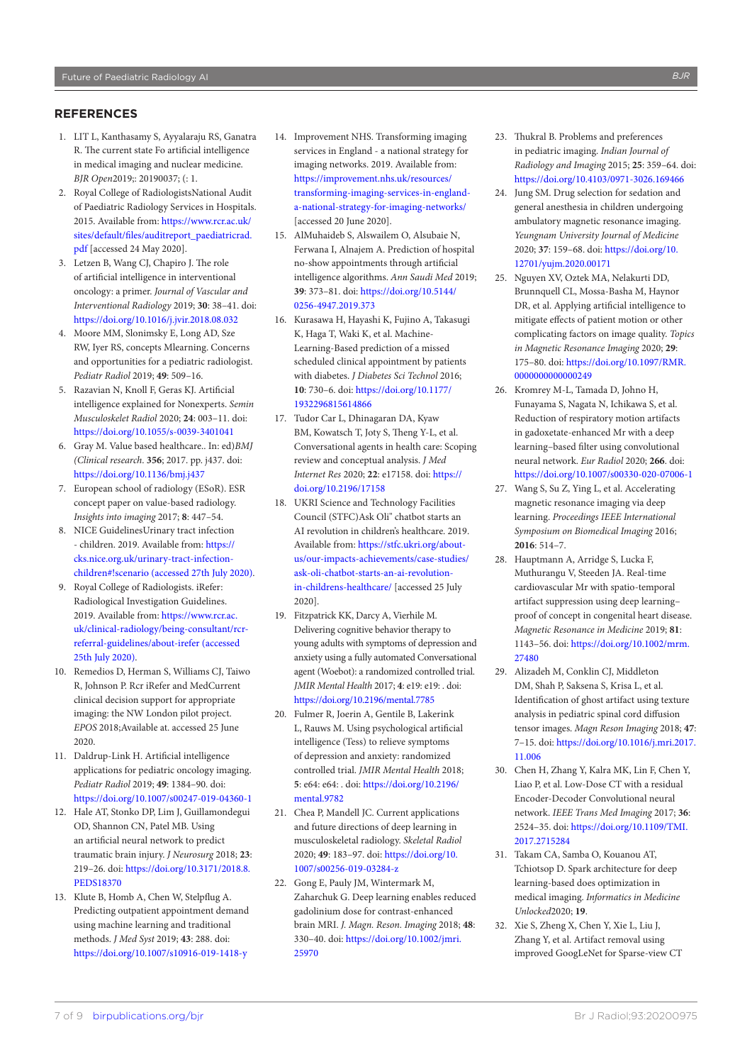## REFERENCES

1. LIT L, Kanthasamy S, Ayyalaraju RS, Ganatra R. The current state Fo artificial intelligence in medical imaging and nuclear medicine. *BJR Open*2019;: 20190037; (: 1.
2. Royal College of RadiologistsNational Audit of Paediatric Radiology Services in Hospitals. 2015. Available from: https://www.rcr.ac.uk/sites/default/files/auditreport_paediatricrad.pdf [accessed 24 May 2020].
3. Letzen B, Wang CJ, Chapiro J. The role of artificial intelligence in interventional oncology: a primer. *Journal of Vascular and Interventional Radiology* 2019; **30**: 38–41. doi: https://doi.org/10.1016/j.jvir.2018.08.032
4. Moore MM, Slonimsky E, Long AD, Sze RW, Iyer RS, concepts Mlearning. Concerns and opportunities for a pediatric radiologist. *Pediatr Radiol* 2019; **49**: 509–16.
5. Razavian N, Knoll F, Geras KJ. Artificial intelligence explained for Nonexperts. *Semin Musculoskelet Radiol* 2020; **24**: 003–11. doi: https://doi.org/10.1055/s-0039-3401041
6. Gray M. Value based healthcare.. In: ed)*BMJ (Clinical research*. **356**; 2017. pp. j437. doi: https://doi.org/10.1136/bmj.j437
7. European school of radiology (ESoR). ESR concept paper on value-based radiology. *Insights into imaging* 2017; **8**: 447–54.
8. NICE GuidelinesUrinary tract infection - children. 2019. Available from: https://cks.nice.org.uk/urinary-tract-infection-children#!scenario (accessed 27th July 2020).
9. Royal College of Radiologists. iRefer: Radiological Investigation Guidelines. 2019. Available from: https://www.rcr.ac.uk/clinical-radiology/being-consultant/rcr-referral-guidelines/about-irefer (accessed 25th July 2020).
10. Remedios D, Herman S, Williams CJ, Taiwo R, Johnson P. Rcr iRefer and MedCurrent clinical decision support for appropriate imaging: the NW London pilot project. *EPOS* 2018;Available at. accessed 25 June 2020.
11. Daldrup-Link H. Artificial intelligence applications for pediatric oncology imaging. *Pediatr Radiol* 2019; **49**: 1384–90. doi: https://doi.org/10.1007/s00247-019-04360-1
12. Hale AT, Stonko DP, Lim J, Guillamondegui OD, Shannon CN, Patel MB. Using an artificial neural network to predict traumatic brain injury. *J Neurosurg* 2018; **23**: 219–26. doi: https://doi.org/10.3171/2018.8.PEDS18370
13. Klute B, Homb A, Chen W, Stelpflug A. Predicting outpatient appointment demand using machine learning and traditional methods. *J Med Syst* 2019; **43**: 288. doi: https://doi.org/10.1007/s10916-019-1418-y
14. Improvement NHS. Transforming imaging services in England - a national strategy for imaging networks. 2019. Available from: https://improvement.nhs.uk/resources/transforming-imaging-services-in-england-a-national-strategy-for-imaging-networks/ [accessed 20 June 2020].
15. AlMuhaideb S, Alswailem O, Alsubaie N, Ferwana I, Alnajem A. Prediction of hospital no-show appointments through artificial intelligence algorithms. *Ann Saudi Med* 2019; **39**: 373–81. doi: https://doi.org/10.5144/0256-4947.2019.373
16. Kurasawa H, Hayashi K, Fujino A, Takasugi K, Haga T, Waki K, et al. Machine-Learning-Based prediction of a missed scheduled clinical appointment by patients with diabetes. *J Diabetes Sci Technol* 2016; **10**: 730–6. doi: https://doi.org/10.1177/1932296815614866
17. Tudor Car L, Dhinagaran DA, Kyaw BM, Kowatsch T, Joty S, Theng Y-L, et al. Conversational agents in health care: Scoping review and conceptual analysis. *J Med Internet Res* 2020; **22**: e17158. doi: https://doi.org/10.2196/17158
18. UKRI Science and Technology Facilities Council (STFC)Ask Oli" chatbot starts an AI revolution in children's healthcare. 2019. Available from: https://stfc.ukri.org/about-us/our-impacts-achievements/case-studies/ask-oli-chatbot-starts-an-ai-revolution-in-childrens-healthcare/ [accessed 25 July 2020].
19. Fitzpatrick KK, Darcy A, Vierhile M. Delivering cognitive behavior therapy to young adults with symptoms of depression and anxiety using a fully automated Conversational agent (Woebot): a randomized controlled trial. *JMIR Mental Health* 2017; **4**: e19: e19: . doi: https://doi.org/10.2196/mental.7785
20. Fulmer R, Joerin A, Gentile B, Lakerink L, Rauws M. Using psychological artificial intelligence (Tess) to relieve symptoms of depression and anxiety: randomized controlled trial. *JMIR Mental Health* 2018; **5**: e64: e64: . doi: https://doi.org/10.2196/mental.9782
21. Chea P, Mandell JC. Current applications and future directions of deep learning in musculoskeletal radiology. *Skeletal Radiol* 2020; **49**: 183–97. doi: https://doi.org/10.1007/s00256-019-03284-z
22. Gong E, Pauly JM, Wintermark M, Zaharchuk G. Deep learning enables reduced gadolinium dose for contrast-enhanced brain MRI. *J. Magn. Reson. Imaging* 2018; **48**: 330–40. doi: https://doi.org/10.1002/jmri.25970
23. Thukral B. Problems and preferences in pediatric imaging. *Indian Journal of Radiology and Imaging* 2015; **25**: 359–64. doi: https://doi.org/10.4103/0971-3026.169466
24. Jung SM. Drug selection for sedation and general anesthesia in children undergoing ambulatory magnetic resonance imaging. *Yeungnam University Journal of Medicine* 2020; **37**: 159–68. doi: https://doi.org/10.12701/yujm.2020.00171
25. Nguyen XV, Oztek MA, Nelakurti DD, Brunnquell CL, Mossa-Basha M, Haynor DR, et al. Applying artificial intelligence to mitigate effects of patient motion or other complicating factors on image quality. *Topics in Magnetic Resonance Imaging* 2020; **29**: 175–80. doi: https://doi.org/10.1097/RMR.0000000000000249
26. Kromrey M-L, Tamada D, Johno H, Funayama S, Nagata N, Ichikawa S, et al. Reduction of respiratory motion artifacts in gadoxetate-enhanced Mr with a deep learning–based filter using convolutional neural network. *Eur Radiol* 2020; **266**. doi: https://doi.org/10.1007/s00330-020-07006-1
27. Wang S, Su Z, Ying L, et al. Accelerating magnetic resonance imaging via deep learning. *Proceedings IEEE International Symposium on Biomedical Imaging* 2016; **2016**: 514–7.
28. Hauptmann A, Arridge S, Lucka F, Muthurangu V, Steeden JA. Real-time cardiovascular Mr with spatio-temporal artifact suppression using deep learning–proof of concept in congenital heart disease. *Magnetic Resonance in Medicine* 2019; **81**: 1143–56. doi: https://doi.org/10.1002/mrm.27480
29. Alizadeh M, Conklin CJ, Middleton DM, Shah P, Saksena S, Krisa L, et al. Identification of ghost artifact using texture analysis in pediatric spinal cord diffusion tensor images. *Magn Reson Imaging* 2018; **47**: 7–15. doi: https://doi.org/10.1016/j.mri.2017.11.006
30. Chen H, Zhang Y, Kalra MK, Lin F, Chen Y, Liao P, et al. Low-Dose CT with a residual Encoder-Decoder Convolutional neural network. *IEEE Trans Med Imaging* 2017; **36**: 2524–35. doi: https://doi.org/10.1109/TMI.2017.2715284
31. Takam CA, Samba O, Kouanou AT, Tchiotsop D. Spark architecture for deep learning-based does optimization in medical imaging. *Informatics in Medicine Unlocked*2020; **19**.
32. Xie S, Zheng X, Chen Y, Xie L, Liu J, Zhang Y, et al. Artifact removal using improved GoogLeNet for Sparse-view CT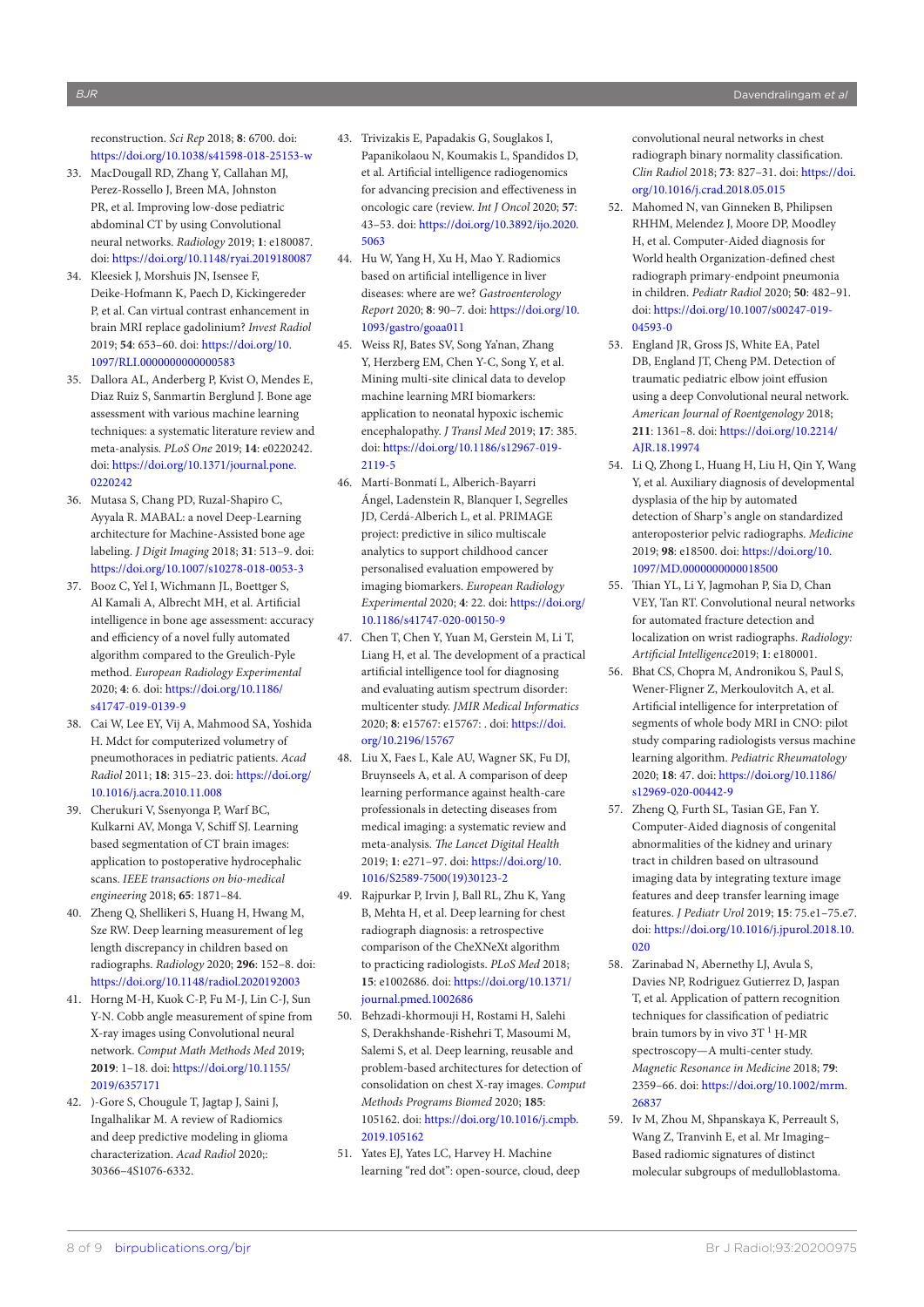reconstruction. *Sci Rep* 2018; **8**: 6700. doi: https://doi.org/10.1038/s41598-018-25153-w

33. MacDougall RD, Zhang Y, Callahan MJ, Perez-Rossello J, Breen MA, Johnston PR, et al. Improving low-dose pediatric abdominal CT by using Convolutional neural networks. *Radiology* 2019; **1**: e180087. doi: https://doi.org/10.1148/ryai.2019180087
34. Kleesiek J, Morshuis JN, Isensee F, Deike-Hofmann K, Paech D, Kickingereder P, et al. Can virtual contrast enhancement in brain MRI replace gadolinium? *Invest Radiol* 2019; **54**: 653–60. doi: https://doi.org/10.1097/RLI.0000000000000583
35. Dallora AL, Anderberg P, Kvist O, Mendes E, Diaz Ruiz S, Sanmartin Berglund J. Bone age assessment with various machine learning techniques: a systematic literature review and meta-analysis. *PLoS One* 2019; **14**: e0220242. doi: https://doi.org/10.1371/journal.pone.0220242
36. Mutasa S, Chang PD, Ruzal-Shapiro C, Ayyala R. MABAL: a novel Deep-Learning architecture for Machine-Assisted bone age labeling. *J Digit Imaging* 2018; **31**: 513–9. doi: https://doi.org/10.1007/s10278-018-0053-3
37. Booz C, Yel I, Wichmann JL, Boettger S, Al Kamali A, Albrecht MH, et al. Artificial intelligence in bone age assessment: accuracy and efficiency of a novel fully automated algorithm compared to the Greulich-Pyle method. *European Radiology Experimental* 2020; **4**: 6. doi: https://doi.org/10.1186/s41747-019-0139-9
38. Cai W, Lee EY, Vij A, Mahmood SA, Yoshida H. Mdct for computerized volumetry of pneumothoraces in pediatric patients. *Acad Radiol* 2011; **18**: 315–23. doi: https://doi.org/10.1016/j.acra.2010.11.008
39. Cherukuri V, Ssenyonga P, Warf BC, Kulkarni AV, Monga V, Schiff SJ. Learning based segmentation of CT brain images: application to postoperative hydrocephalic scans. *IEEE transactions on bio-medical engineering* 2018; **65**: 1871–84.
40. Zheng Q, Shellikeri S, Huang H, Hwang M, Sze RW. Deep learning measurement of leg length discrepancy in children based on radiographs. *Radiology* 2020; **296**: 152–8. doi: https://doi.org/10.1148/radiol.2020192003
41. Horng M-H, Kuok C-P, Fu M-J, Lin C-J, Sun Y-N. Cobb angle measurement of spine from X-ray images using Convolutional neural network. *Comput Math Methods Med* 2019; **2019**: 1–18. doi: https://doi.org/10.1155/2019/6357171
42. )-Gore S, Chougule T, Jagtap J, Saini J, Ingalhalikar M. A review of Radiomics and deep predictive modeling in glioma characterization. *Acad Radiol* 2020;: 30366–4S1076-6332.
43. Trivizakis E, Papadakis G, Souglakos I, Papanikolaou N, Koumakis L, Spandidos D, et al. Artificial intelligence radiogenomics for advancing precision and effectiveness in oncologic care (review. *Int J Oncol* 2020; **57**: 43–53. doi: https://doi.org/10.3892/ijo.2020.5063
44. Hu W, Yang H, Xu H, Mao Y. Radiomics based on artificial intelligence in liver diseases: where are we? *Gastroenterology Report* 2020; **8**: 90–7. doi: https://doi.org/10.1093/gastro/goaa011
45. Weiss RJ, Bates SV, Song Ya'nan, Zhang Y, Herzberg EM, Chen Y-C, Song Y, et al. Mining multi-site clinical data to develop machine learning MRI biomarkers: application to neonatal hypoxic ischemic encephalopathy. *J Transl Med* 2019; **17**: 385. doi: https://doi.org/10.1186/s12967-019-2119-5
46. Martí-Bonmatí L, Alberich-Bayarri Ángel, Ladenstein R, Blanquer I, Segrelles JD, Cerdá-Alberich L, et al. PRIMAGE project: predictive in silico multiscale analytics to support childhood cancer personalised evaluation empowered by imaging biomarkers. *European Radiology Experimental* 2020; **4**: 22. doi: https://doi.org/10.1186/s41747-020-00150-9
47. Chen T, Chen Y, Yuan M, Gerstein M, Li T, Liang H, et al. The development of a practical artificial intelligence tool for diagnosing and evaluating autism spectrum disorder: multicenter study. *JMIR Medical Informatics* 2020; **8**: e15767: e15767: . doi: https://doi.org/10.2196/15767
48. Liu X, Faes L, Kale AU, Wagner SK, Fu DJ, Bruynseels A, et al. A comparison of deep learning performance against health-care professionals in detecting diseases from medical imaging: a systematic review and meta-analysis. *The Lancet Digital Health* 2019; **1**: e271–97. doi: https://doi.org/10.1016/S2589-7500(19)30123-2
49. Rajpurkar P, Irvin J, Ball RL, Zhu K, Yang B, Mehta H, et al. Deep learning for chest radiograph diagnosis: a retrospective comparison of the CheXNeXt algorithm to practicing radiologists. *PLoS Med* 2018; **15**: e1002686. doi: https://doi.org/10.1371/journal.pmed.1002686
50. Behzadi-khormouji H, Rostami H, Salehi S, Derakhshande-Rishehri T, Masoumi M, Salemi S, et al. Deep learning, reusable and problem-based architectures for detection of consolidation on chest X-ray images. *Comput Methods Programs Biomed* 2020; **185**: 105162. doi: https://doi.org/10.1016/j.cmpb.2019.105162
51. Yates EJ, Yates LC, Harvey H. Machine learning "red dot": open-source, cloud, deep convolutional neural networks in chest radiograph binary normality classification. *Clin Radiol* 2018; **73**: 827–31. doi: https://doi.org/10.1016/j.crad.2018.05.015
52. Mahomed N, van Ginneken B, Philipsen RHHM, Melendez J, Moore DP, Moodley H, et al. Computer-Aided diagnosis for World health Organization-defined chest radiograph primary-endpoint pneumonia in children. *Pediatr Radiol* 2020; **50**: 482–91. doi: https://doi.org/10.1007/s00247-019-04593-0
53. England JR, Gross JS, White EA, Patel DB, England JT, Cheng PM. Detection of traumatic pediatric elbow joint effusion using a deep Convolutional neural network. *American Journal of Roentgenology* 2018; **211**: 1361–8. doi: https://doi.org/10.2214/AJR.18.19974
54. Li Q, Zhong L, Huang H, Liu H, Qin Y, Wang Y, et al. Auxiliary diagnosis of developmental dysplasia of the hip by automated detection of Sharp's angle on standardized anteroposterior pelvic radiographs. *Medicine* 2019; **98**: e18500. doi: https://doi.org/10.1097/MD.0000000000018500
55. Thian YL, Li Y, Jagmohan P, Sia D, Chan VEY, Tan RT. Convolutional neural networks for automated fracture detection and localization on wrist radiographs. *Radiology: Artificial Intelligence*2019; **1**: e180001.
56. Bhat CS, Chopra M, Andronikou S, Paul S, Wener-Fligner Z, Merkoulovitch A, et al. Artificial intelligence for interpretation of segments of whole body MRI in CNO: pilot study comparing radiologists versus machine learning algorithm. *Pediatric Rheumatology* 2020; **18**: 47. doi: https://doi.org/10.1186/s12969-020-00442-9
57. Zheng Q, Furth SL, Tasian GE, Fan Y. Computer-Aided diagnosis of congenital abnormalities of the kidney and urinary tract in children based on ultrasound imaging data by integrating texture image features and deep transfer learning image features. *J Pediatr Urol* 2019; **15**: 75.e1–75.e7. doi: https://doi.org/10.1016/j.jpurol.2018.10.020
58. Zarinabad N, Abernethy LJ, Avula S, Davies NP, Rodriguez Gutierrez D, Jaspan T, et al. Application of pattern recognition techniques for classification of pediatric brain tumors by in vivo 3T $^1$ H-MR spectroscopy—A multi-center study. *Magnetic Resonance in Medicine* 2018; **79**: 2359–66. doi: https://doi.org/10.1002/mrm.26837
59. Iv M, Zhou M, Shpanskaya K, Perreault S, Wang Z, Tranvinh E, et al. Mr Imaging–Based radiomic signatures of distinct molecular subgroups of medulloblastoma.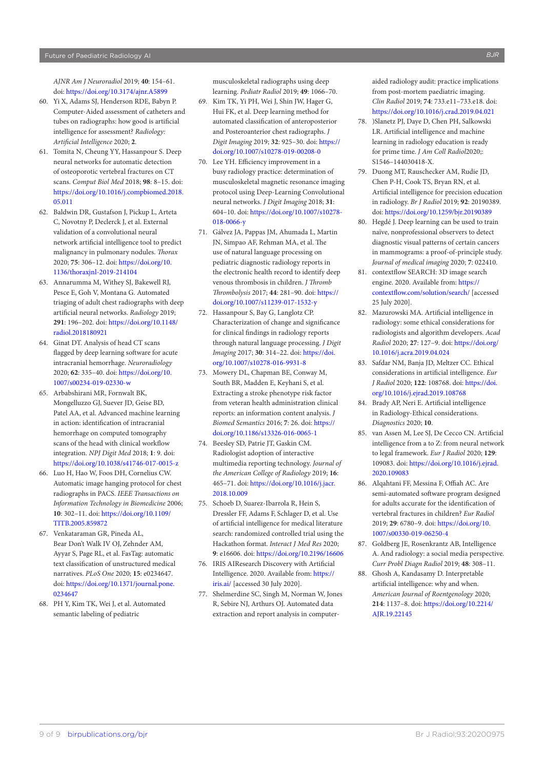*AJNR Am J Neuroradiol* 2019; **40**: 154–61. doi: https://doi.org/10.3174/ajnr.A5899

60. Yi X, Adams SJ, Henderson RDE, Babyn P. Computer-Aided assessment of catheters and tubes on radiographs: how good is artificial intelligence for assessment? *Radiology: Artificial Intelligence* 2020; **2**.
61. Tomita N, Cheung YY, Hassanpour S. Deep neural networks for automatic detection of osteoporotic vertebral fractures on CT scans. *Comput Biol Med* 2018; **98**: 8–15. doi: https://doi.org/10.1016/j.compbiomed.2018.05.011
62. Baldwin DR, Gustafson J, Pickup L, Arteta C, Novotny P, Declerck J, et al. External validation of a convolutional neural network artificial intelligence tool to predict malignancy in pulmonary nodules. *Thorax* 2020; **75**: 306–12. doi: https://doi.org/10.1136/thoraxjnl-2019-214104
63. Annarumma M, Withey SJ, Bakewell RJ, Pesce E, Goh V, Montana G. Automated triaging of adult chest radiographs with deep artificial neural networks. *Radiology* 2019; **291**: 196–202. doi: https://doi.org/10.1148/radiol.2018180921
64. Ginat DT. Analysis of head CT scans flagged by deep learning software for acute intracranial hemorrhage. *Neuroradiology* 2020; **62**: 335–40. doi: https://doi.org/10.1007/s00234-019-02330-w
65. Arbabshirani MR, Fornwalt BK, Mongelluzzo GJ, Suever JD, Geise BD, Patel AA, et al. Advanced machine learning in action: identification of intracranial hemorrhage on computed tomography scans of the head with clinical workflow integration. *NPJ Digit Med* 2018; **1**: 9. doi: https://doi.org/10.1038/s41746-017-0015-z
66. Luo H, Hao W, Foos DH, Cornelius CW. Automatic image hanging protocol for chest radiographs in PACS. *IEEE Transactions on Information Technology in Biomedicine* 2006; **10**: 302–11. doi: https://doi.org/10.1109/TITB.2005.859872
67. Venkataraman GR, Pineda AL, Bear Don't Walk IV OJ, Zehnder AM, Ayyar S, Page RL, et al. FasTag: automatic text classification of unstructured medical narratives. *PLoS One* 2020; **15**: e0234647. doi: https://doi.org/10.1371/journal.pone.0234647
68. PH Y, Kim TK, Wei J, et al. Automated semantic labeling of pediatric musculoskeletal radiographs using deep learning. *Pediatr Radiol* 2019; **49**: 1066–70.
69. Kim TK, Yi PH, Wei J, Shin JW, Hager G, Hui FK, et al. Deep learning method for automated classification of anteroposterior and Posteroanterior chest radiographs. *J Digit Imaging* 2019; **32**: 925–30. doi: https://doi.org/10.1007/s10278-019-00208-0
70. Lee YH. Efficiency improvement in a busy radiology practice: determination of musculoskeletal magnetic resonance imaging protocol using Deep-Learning Convolutional neural networks. *J Digit Imaging* 2018; **31**: 604–10. doi: https://doi.org/10.1007/s10278-018-0066-y
71. Gálvez JA, Pappas JM, Ahumada L, Martin JN, Simpao AF, Rehman MA, et al. The use of natural language processing on pediatric diagnostic radiology reports in the electronic health record to identify deep venous thrombosis in children. *J Thromb Thrombolysis* 2017; **44**: 281–90. doi: https://doi.org/10.1007/s11239-017-1532-y
72. Hassanpour S, Bay G, Langlotz CP. Characterization of change and significance for clinical findings in radiology reports through natural language processing. *J Digit Imaging* 2017; **30**: 314–22. doi: https://doi.org/10.1007/s10278-016-9931-8
73. Mowery DL, Chapman BE, Conway M, South BR, Madden E, Keyhani S, et al. Extracting a stroke phenotype risk factor from veteran health administration clinical reports: an information content analysis. *J Biomed Semantics* 2016; **7**: 26. doi: https://doi.org/10.1186/s13326-016-0065-1
74. Beesley SD, Patrie JT, Gaskin CM. Radiologist adoption of interactive multimedia reporting technology. *Journal of the American College of Radiology* 2019; **16**: 465–71. doi: https://doi.org/10.1016/j.jacr.2018.10.009
75. Schoeb D, Suarez-Ibarrola R, Hein S, Dressler FF, Adams F, Schlager D, et al. Use of artificial intelligence for medical literature search: randomized controlled trial using the Hackathon format. *Interact J Med Res* 2020; **9**: e16606. doi: https://doi.org/10.2196/16606
76. IRIS AIResearch Discovery with Artificial Intelligence. 2020. Available from: https://iris.ai/ [accessed 30 July 2020].
77. Shelmerdine SC, Singh M, Norman W, Jones R, Sebire NJ, Arthurs OJ. Automated data extraction and report analysis in computer-aided radiology audit: practice implications from post-mortem paediatric imaging. *Clin Radiol* 2019; **74**: 733.e11–733.e18. doi: https://doi.org/10.1016/j.crad.2019.04.021
78. )Slanetz PJ, Daye D, Chen PH, Salkowski LR. Artificial intelligence and machine learning in radiology education is ready for prime time. *J Am Coll Radiol*2020;: S1546–144030418-X.
79. Duong MT, Rauschecker AM, Rudie JD, Chen P-H, Cook TS, Bryan RN, et al. Artificial intelligence for precision education in radiology. *Br J Radiol* 2019; **92**: 20190389. doi: https://doi.org/10.1259/bjr.20190389
80. Hegdé J. Deep learning can be used to train naïve, nonprofessional observers to detect diagnostic visual patterns of certain cancers in mammograms: a proof-of-principle study. *Journal of medical imaging* 2020; **7**: 022410.
81. contextflow SEARCH: 3D image search engine. 2020. Available from: https://contextflow.com/solution/search/ [accessed 25 July 2020].
82. Mazurowski MA. Artificial intelligence in radiology: some ethical considerations for radiologists and algorithm developers. *Acad Radiol* 2020; **27**: 127–9. doi: https://doi.org/10.1016/j.acra.2019.04.024
83. Safdar NM, Banja JD, Meltzer CC. Ethical considerations in artificial intelligence. *Eur J Radiol* 2020; **122**: 108768. doi: https://doi.org/10.1016/j.ejrad.2019.108768
84. Brady AP, Neri E. Artificial intelligence in Radiology-Ethical considerations. *Diagnostics* 2020; **10**.
85. van Assen M, Lee SJ, De Cecco CN. Artificial intelligence from a to Z: from neural network to legal framework. *Eur J Radiol* 2020; **129**: 109083. doi: https://doi.org/10.1016/j.ejrad.2020.109083
86. Alqahtani FF, Messina F, Offiah AC. Are semi-automated software program designed for adults accurate for the identification of vertebral fractures in children? *Eur Radiol* 2019; **29**: 6780–9. doi: https://doi.org/10.1007/s00330-019-06250-4
87. Goldberg JE, Rosenkrantz AB, Intelligence A. And radiology: a social media perspective. *Curr Probl Diagn Radiol* 2019; **48**: 308–11.
88. Ghosh A, Kandasamy D. Interpretable artificial intelligence: why and when. *American Journal of Roentgenology* 2020; **214**: 1137–8. doi: https://doi.org/10.2214/AJR.19.22145